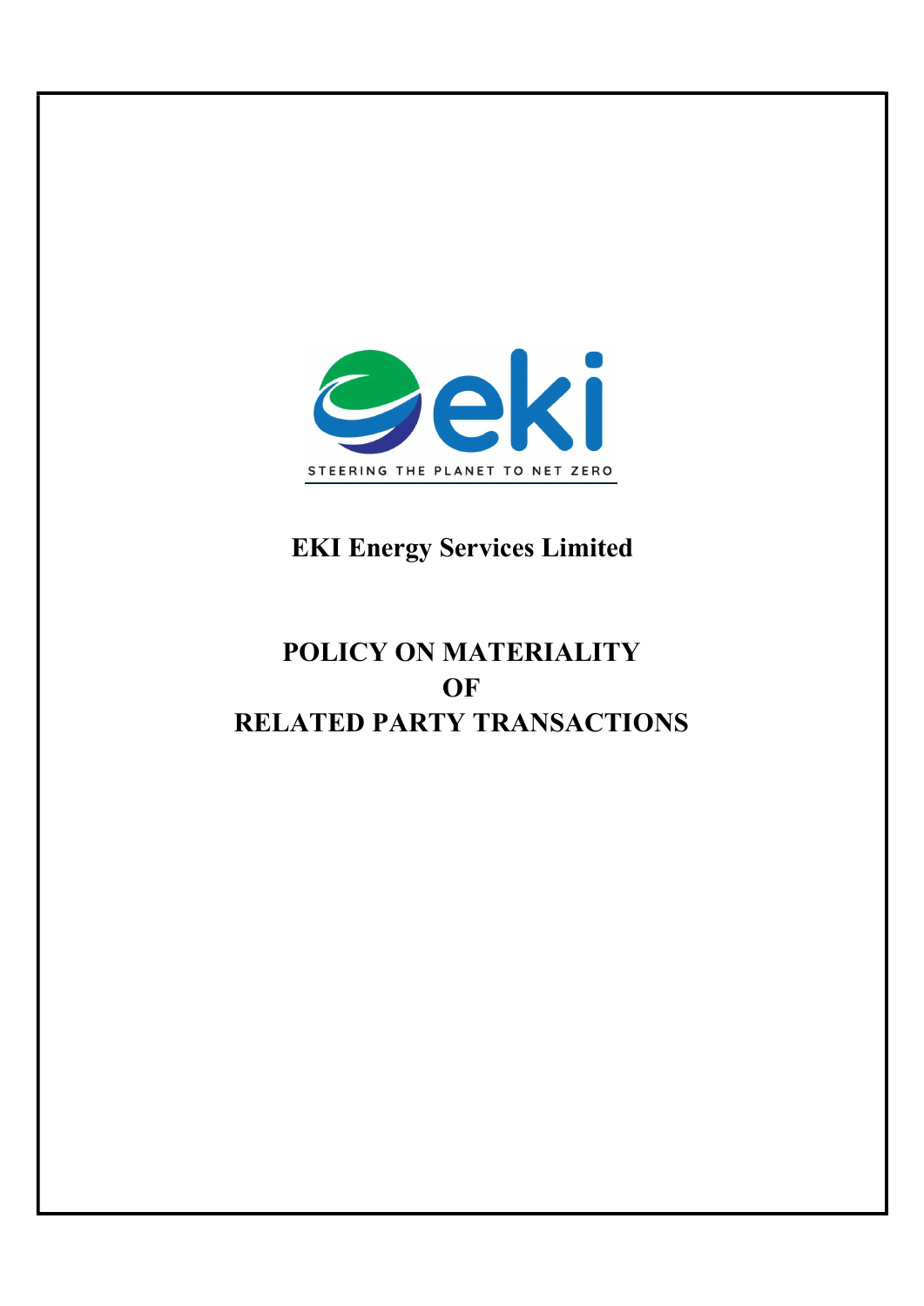STEERING THE PLANET TO NET ZERO

# EKI Energy Services Limited

# POLICY ON MATERIALITY OF RELATED PARTY TRANSACTIONS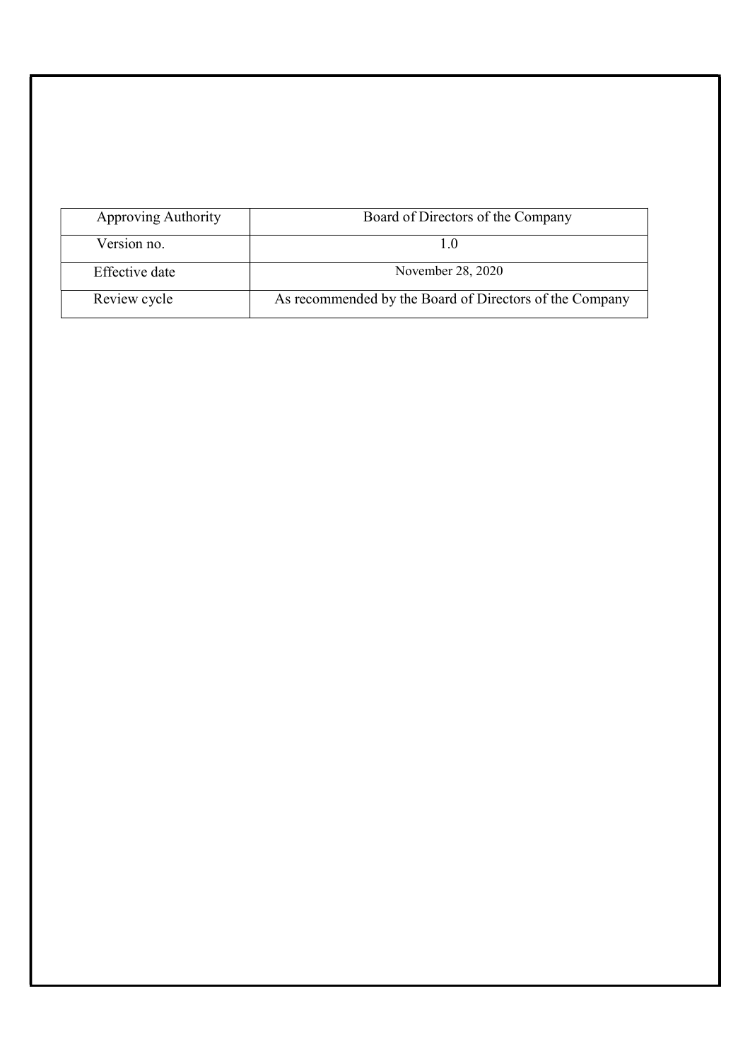| Approving Authority | Board of Directors of the Company |
|---|---|
| Version no. | 1.0 |
| Effective date | November 28, 2020 |
| Review cycle | As recommended by the Board of Directors of the Company |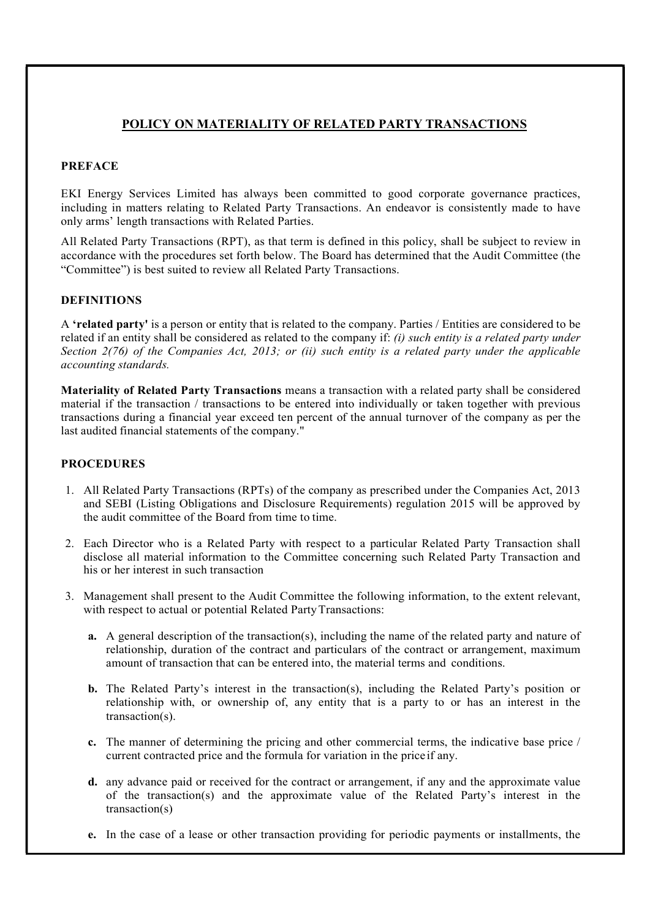## POLICY ON MATERIALITY OF RELATED PARTY TRANSACTIONS

### PREFACE

EKI Energy Services Limited has always been committed to good corporate governance practices, including in matters relating to Related Party Transactions. An endeavor is consistently made to have only arms' length transactions with Related Parties.

All Related Party Transactions (RPT), as that term is defined in this policy, shall be subject to review in accordance with the procedures set forth below. The Board has determined that the Audit Committee (the "Committee") is best suited to review all Related Party Transactions.

### DEFINITIONS

A **'related party'** is a person or entity that is related to the company. Parties / Entities are considered to be related if an entity shall be considered as related to the company if: *(i) such entity is a related party under Section 2(76) of the Companies Act, 2013; or (ii) such entity is a related party under the applicable accounting standards.*

**Materiality of Related Party Transactions** means a transaction with a related party shall be considered material if the transaction / transactions to be entered into individually or taken together with previous transactions during a financial year exceed ten percent of the annual turnover of the company as per the last audited financial statements of the company."

### PROCEDURES

1. All Related Party Transactions (RPTs) of the company as prescribed under the Companies Act, 2013 and SEBI (Listing Obligations and Disclosure Requirements) regulation 2015 will be approved by the audit committee of the Board from time to time.

2. Each Director who is a Related Party with respect to a particular Related Party Transaction shall disclose all material information to the Committee concerning such Related Party Transaction and his or her interest in such transaction

3. Management shall present to the Audit Committee the following information, to the extent relevant, with respect to actual or potential Related Party Transactions:

   **a.** A general description of the transaction(s), including the name of the related party and nature of relationship, duration of the contract and particulars of the contract or arrangement, maximum amount of transaction that can be entered into, the material terms and conditions.

   **b.** The Related Party's interest in the transaction(s), including the Related Party's position or relationship with, or ownership of, any entity that is a party to or has an interest in the transaction(s).

   **c.** The manner of determining the pricing and other commercial terms, the indicative base price / current contracted price and the formula for variation in the price if any.

   **d.** any advance paid or received for the contract or arrangement, if any and the approximate value of the transaction(s) and the approximate value of the Related Party's interest in the transaction(s)

   **e.** In the case of a lease or other transaction providing for periodic payments or installments, the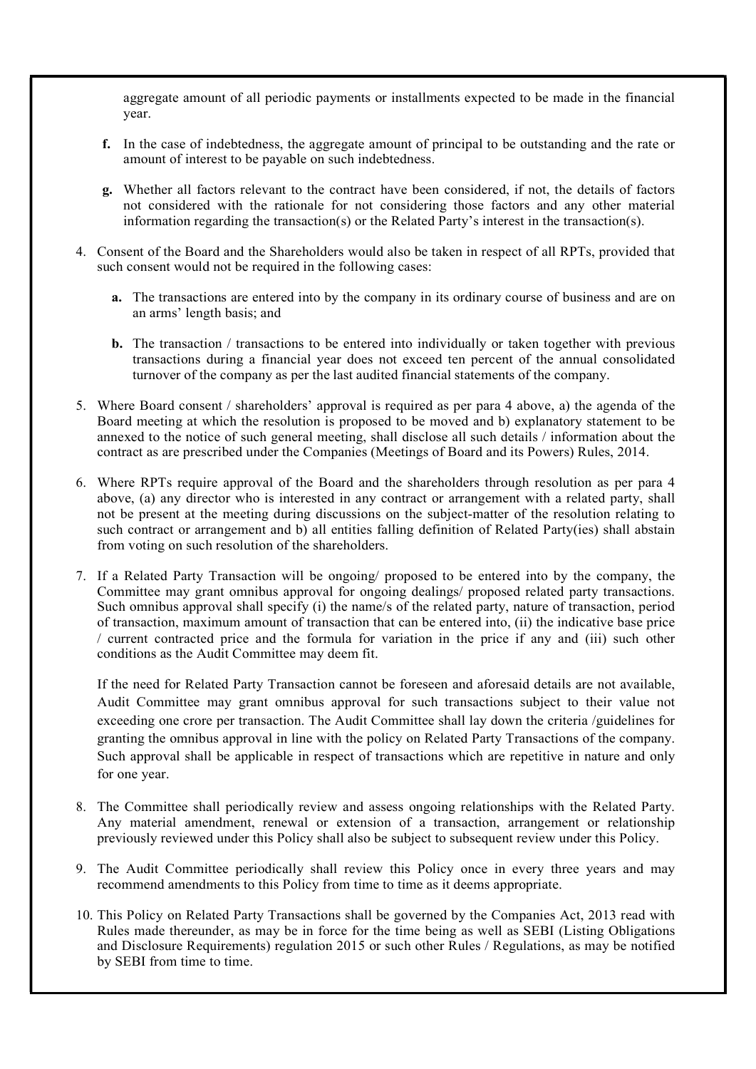aggregate amount of all periodic payments or installments expected to be made in the financial year.

**f.** In the case of indebtedness, the aggregate amount of principal to be outstanding and the rate or amount of interest to be payable on such indebtedness.

**g.** Whether all factors relevant to the contract have been considered, if not, the details of factors not considered with the rationale for not considering those factors and any other material information regarding the transaction(s) or the Related Party's interest in the transaction(s).

4. Consent of the Board and the Shareholders would also be taken in respect of all RPTs, provided that such consent would not be required in the following cases:

   **a.** The transactions are entered into by the company in its ordinary course of business and are on an arms' length basis; and

   **b.** The transaction / transactions to be entered into individually or taken together with previous transactions during a financial year does not exceed ten percent of the annual consolidated turnover of the company as per the last audited financial statements of the company.

5. Where Board consent / shareholders' approval is required as per para 4 above, a) the agenda of the Board meeting at which the resolution is proposed to be moved and b) explanatory statement to be annexed to the notice of such general meeting, shall disclose all such details / information about the contract as are prescribed under the Companies (Meetings of Board and its Powers) Rules, 2014.

6. Where RPTs require approval of the Board and the shareholders through resolution as per para 4 above, (a) any director who is interested in any contract or arrangement with a related party, shall not be present at the meeting during discussions on the subject-matter of the resolution relating to such contract or arrangement and b) all entities falling definition of Related Party(ies) shall abstain from voting on such resolution of the shareholders.

7. If a Related Party Transaction will be ongoing/ proposed to be entered into by the company, the Committee may grant omnibus approval for ongoing dealings/ proposed related party transactions. Such omnibus approval shall specify (i) the name/s of the related party, nature of transaction, period of transaction, maximum amount of transaction that can be entered into, (ii) the indicative base price / current contracted price and the formula for variation in the price if any and (iii) such other conditions as the Audit Committee may deem fit.

   If the need for Related Party Transaction cannot be foreseen and aforesaid details are not available, Audit Committee may grant omnibus approval for such transactions subject to their value not exceeding one crore per transaction. The Audit Committee shall lay down the criteria /guidelines for granting the omnibus approval in line with the policy on Related Party Transactions of the company. Such approval shall be applicable in respect of transactions which are repetitive in nature and only for one year.

8. The Committee shall periodically review and assess ongoing relationships with the Related Party. Any material amendment, renewal or extension of a transaction, arrangement or relationship previously reviewed under this Policy shall also be subject to subsequent review under this Policy.

9. The Audit Committee periodically shall review this Policy once in every three years and may recommend amendments to this Policy from time to time as it deems appropriate.

10. This Policy on Related Party Transactions shall be governed by the Companies Act, 2013 read with Rules made thereunder, as may be in force for the time being as well as SEBI (Listing Obligations and Disclosure Requirements) regulation 2015 or such other Rules / Regulations, as may be notified by SEBI from time to time.